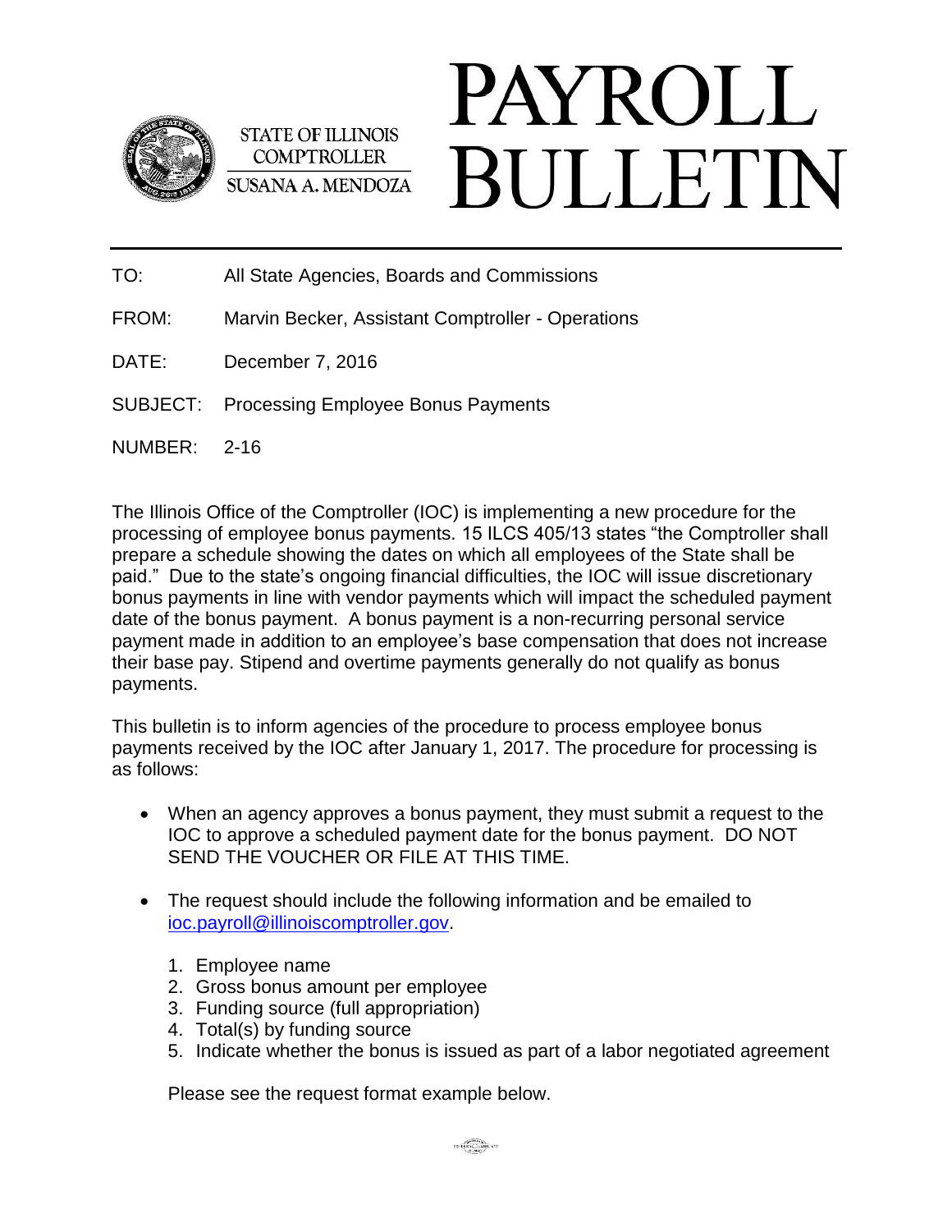STATE OF ILLINOIS
COMPTROLLER
SUSANA A. MENDOZA

# PAYROLL BULLETIN

TO: All State Agencies, Boards and Commissions

FROM: Marvin Becker, Assistant Comptroller - Operations

DATE: December 7, 2016

SUBJECT: Processing Employee Bonus Payments

NUMBER: 2-16

The Illinois Office of the Comptroller (IOC) is implementing a new procedure for the processing of employee bonus payments. 15 ILCS 405/13 states "the Comptroller shall prepare a schedule showing the dates on which all employees of the State shall be paid." Due to the state's ongoing financial difficulties, the IOC will issue discretionary bonus payments in line with vendor payments which will impact the scheduled payment date of the bonus payment. A bonus payment is a non-recurring personal service payment made in addition to an employee's base compensation that does not increase their base pay. Stipend and overtime payments generally do not qualify as bonus payments.

This bulletin is to inform agencies of the procedure to process employee bonus payments received by the IOC after January 1, 2017. The procedure for processing is as follows:

- When an agency approves a bonus payment, they must submit a request to the IOC to approve a scheduled payment date for the bonus payment. DO NOT SEND THE VOUCHER OR FILE AT THIS TIME.
- The request should include the following information and be emailed to ioc.payroll@illinoiscomptroller.gov.
  1. Employee name
  2. Gross bonus amount per employee
  3. Funding source (full appropriation)
  4. Total(s) by funding source
  5. Indicate whether the bonus is issued as part of a labor negotiated agreement

  Please see the request format example below.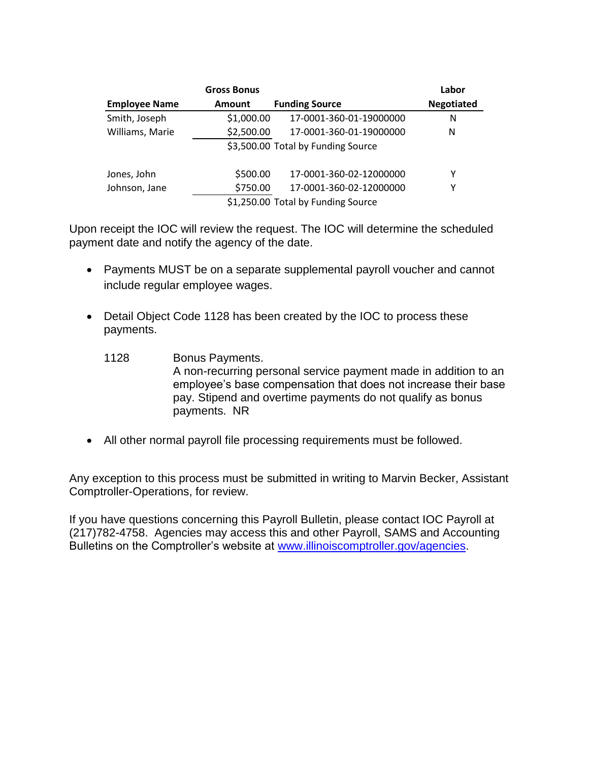| Employee Name | Gross Bonus Amount | Funding Source | Labor Negotiated |
|---|---|---|---|
| Smith, Joseph | $1,000.00 | 17-0001-360-01-19000000 | N |
| Williams, Marie | $2,500.00 | 17-0001-360-01-19000000 | N |
| | $3,500.00 | Total by Funding Source | |
| | | | |
| Jones, John | $500.00 | 17-0001-360-02-12000000 | Y |
| Johnson, Jane | $750.00 | 17-0001-360-02-12000000 | Y |
| | $1,250.00 | Total by Funding Source | |

Upon receipt the IOC will review the request. The IOC will determine the scheduled payment date and notify the agency of the date.

- Payments MUST be on a separate supplemental payroll voucher and cannot include regular employee wages.

- Detail Object Code 1128 has been created by the IOC to process these payments.

  1128 Bonus Payments.
  A non-recurring personal service payment made in addition to an employee's base compensation that does not increase their base pay. Stipend and overtime payments do not qualify as bonus payments. NR

- All other normal payroll file processing requirements must be followed.

Any exception to this process must be submitted in writing to Marvin Becker, Assistant Comptroller-Operations, for review.

If you have questions concerning this Payroll Bulletin, please contact IOC Payroll at (217)782-4758. Agencies may access this and other Payroll, SAMS and Accounting Bulletins on the Comptroller's website at [www.illinoiscomptroller.gov/agencies](http://www.illinoiscomptroller.gov/agencies).